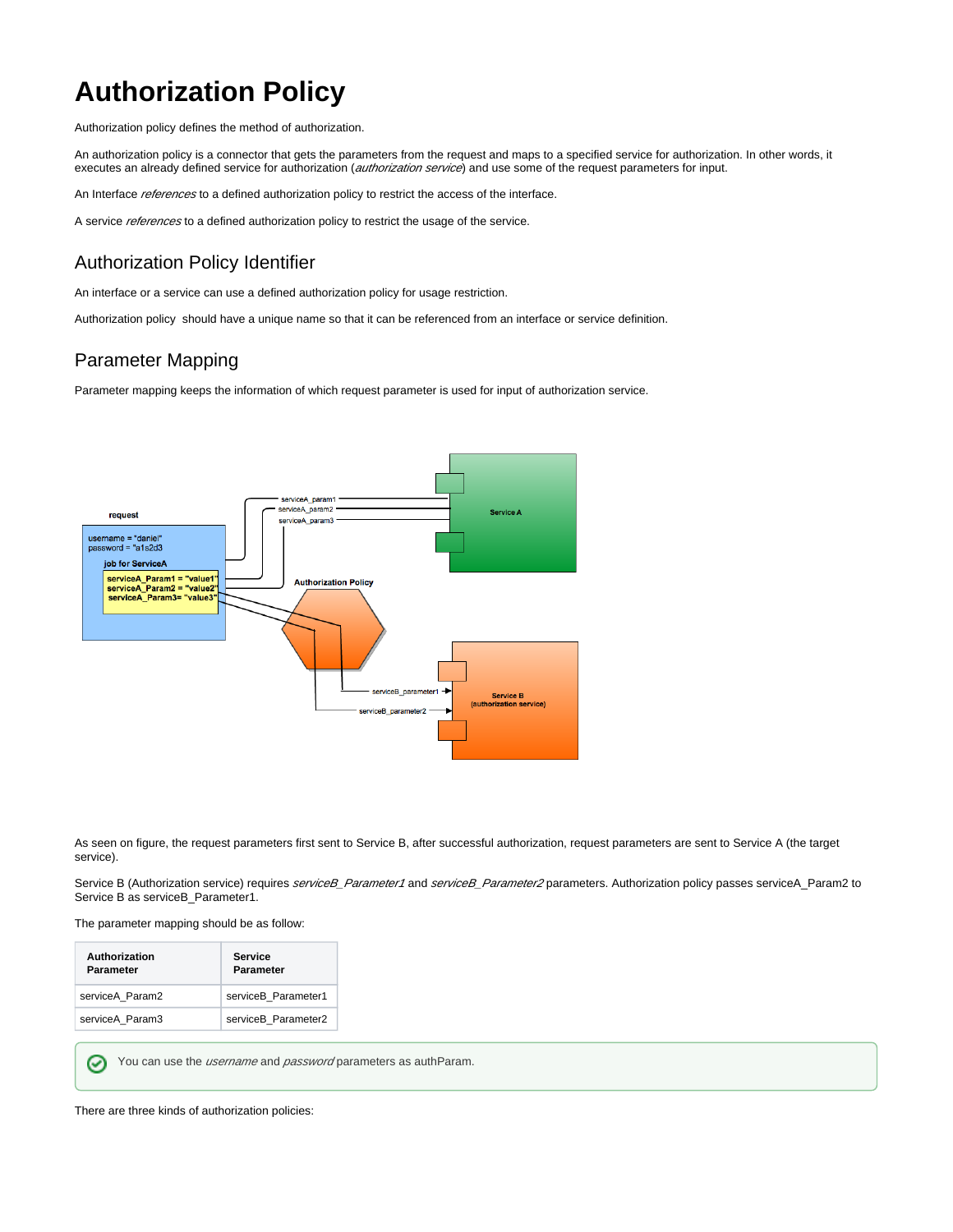# Authorization Policy

Authorization policy defines the method of authorization.

An authorization policy is a connector that gets the parameters from the request and maps to a specified service for authorization. In other words, it executes an already defined service for authorization (*authorization service*) and use some of the request parameters for input.

An Interface *references* to a defined authorization policy to restrict the access of the interface.

A service *references* to a defined authorization policy to restrict the usage of the service.

## Authorization Policy Identifier

An interface or a service can use a defined authorization policy for usage restriction.

Authorization policy  should have a unique name so that it can be referenced from an interface or service definition.

## Parameter Mapping

Parameter mapping keeps the information of which request parameter is used for input of authorization service.

As seen on figure, the request parameters first sent to Service B, after successful authorization, request parameters are sent to Service A (the target service).

Service B (Authorization service) requires *serviceB_Parameter1* and *serviceB_Parameter2* parameters. Authorization policy passes serviceA_Param2 to Service B as serviceB_Parameter1.

The parameter mapping should be as follow:

| Authorization Parameter | Service Parameter |
|---|---|
| serviceA_Param2 | serviceB_Parameter1 |
| serviceA_Param3 | serviceB_Parameter2 |

You can use the *username* and *password* parameters as authParam.

There are three kinds of authorization policies: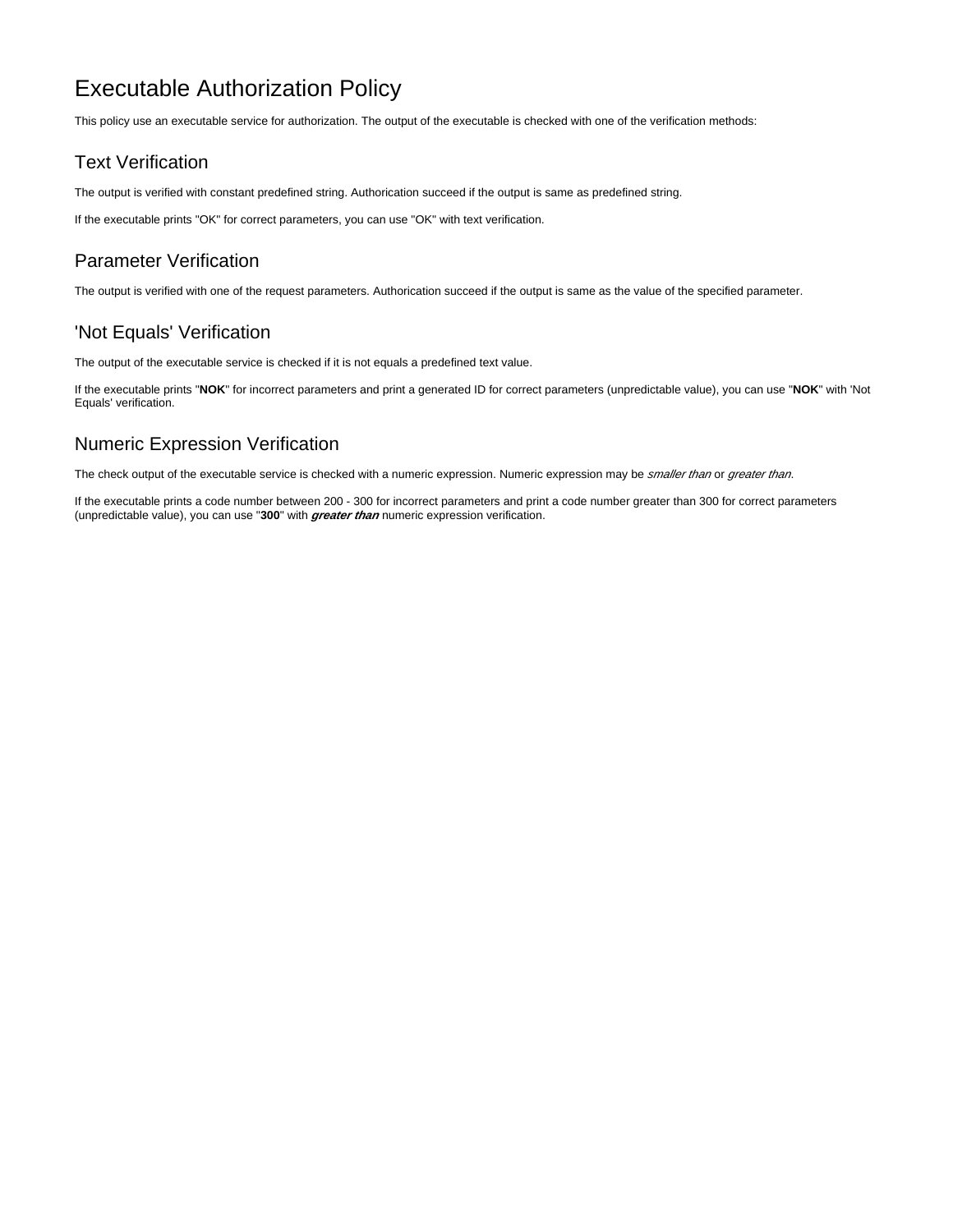# Executable Authorization Policy

This policy use an executable service for authorization. The output of the executable is checked with one of the verification methods:

## Text Verification

The output is verified with constant predefined string. Authorication succeed if the output is same as predefined string.

If the executable prints "OK" for correct parameters, you can use "OK" with text verification.

## Parameter Verification

The output is verified with one of the request parameters. Authorication succeed if the output is same as the value of the specified parameter.

## 'Not Equals' Verification

The output of the executable service is checked if it is not equals a predefined text value.

If the executable prints "**NOK**" for incorrect parameters and print a generated ID for correct parameters (unpredictable value), you can use "**NOK**" with 'Not Equals' verification.

## Numeric Expression Verification

The check output of the executable service is checked with a numeric expression. Numeric expression may be *smaller than* or *greater than*.

If the executable prints a code number between 200 - 300 for incorrect parameters and print a code number greater than 300 for correct parameters (unpredictable value), you can use "**300**" with ***greater than*** numeric expression verification.